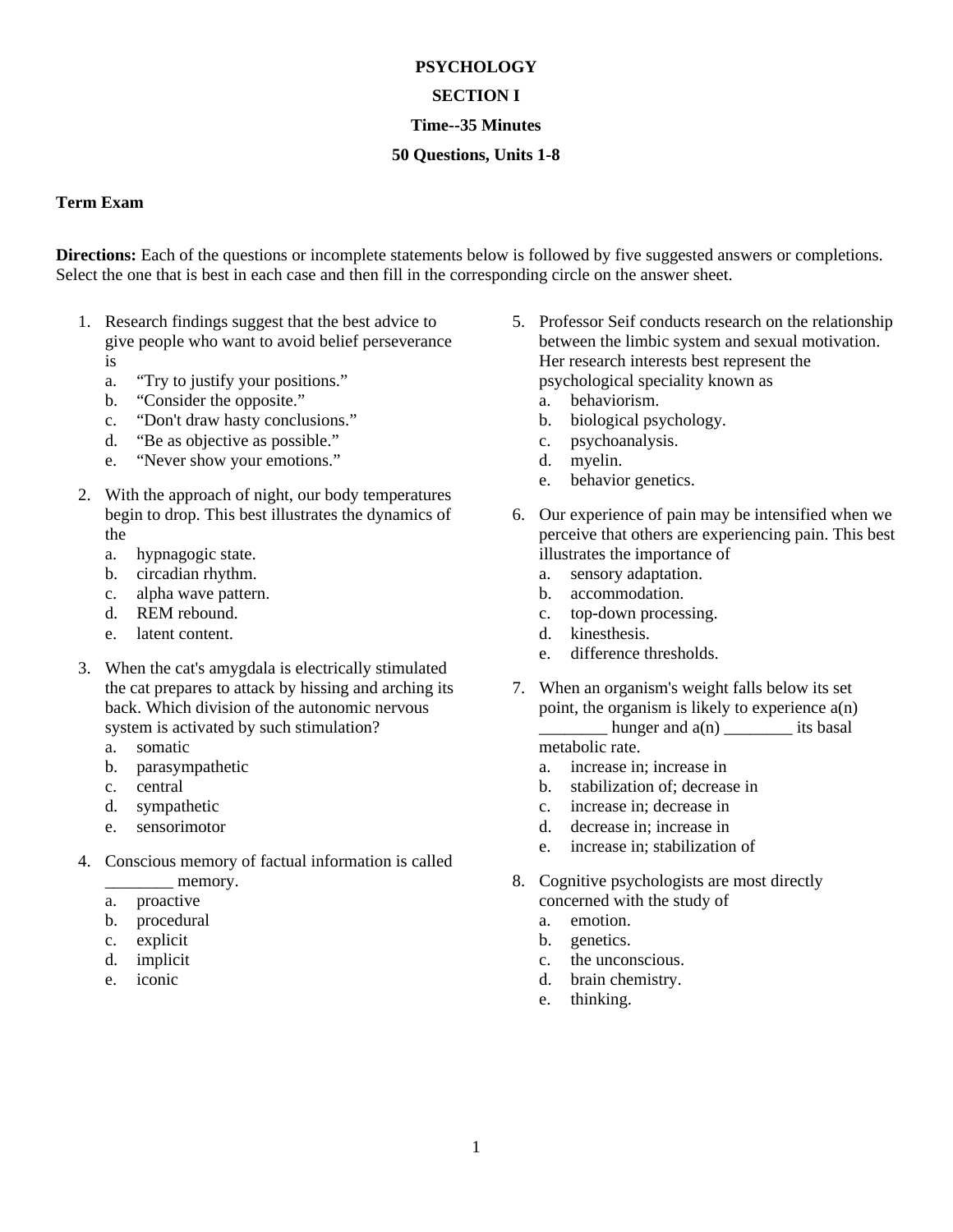**PSYCHOLOGY**

**SECTION I**

**Time--35 Minutes**

**50 Questions, Units 1-8**

**Term Exam**

**Directions:** Each of the questions or incomplete statements below is followed by five suggested answers or completions. Select the one that is best in each case and then fill in the corresponding circle on the answer sheet.

1. Research findings suggest that the best advice to give people who want to avoid belief perseverance is
   a. "Try to justify your positions."
   b. "Consider the opposite."
   c. "Don't draw hasty conclusions."
   d. "Be as objective as possible."
   e. "Never show your emotions."

2. With the approach of night, our body temperatures begin to drop. This best illustrates the dynamics of the
   a. hypnagogic state.
   b. circadian rhythm.
   c. alpha wave pattern.
   d. REM rebound.
   e. latent content.

3. When the cat's amygdala is electrically stimulated the cat prepares to attack by hissing and arching its back. Which division of the autonomic nervous system is activated by such stimulation?
   a. somatic
   b. parasympathetic
   c. central
   d. sympathetic
   e. sensorimotor

4. Conscious memory of factual information is called ________ memory.
   a. proactive
   b. procedural
   c. explicit
   d. implicit
   e. iconic

5. Professor Seif conducts research on the relationship between the limbic system and sexual motivation. Her research interests best represent the psychological speciality known as
   a. behaviorism.
   b. biological psychology.
   c. psychoanalysis.
   d. myelin.
   e. behavior genetics.

6. Our experience of pain may be intensified when we perceive that others are experiencing pain. This best illustrates the importance of
   a. sensory adaptation.
   b. accommodation.
   c. top-down processing.
   d. kinesthesis.
   e. difference thresholds.

7. When an organism's weight falls below its set point, the organism is likely to experience a(n) ________ hunger and a(n) ________ its basal metabolic rate.
   a. increase in; increase in
   b. stabilization of; decrease in
   c. increase in; decrease in
   d. decrease in; increase in
   e. increase in; stabilization of

8. Cognitive psychologists are most directly concerned with the study of
   a. emotion.
   b. genetics.
   c. the unconscious.
   d. brain chemistry.
   e. thinking.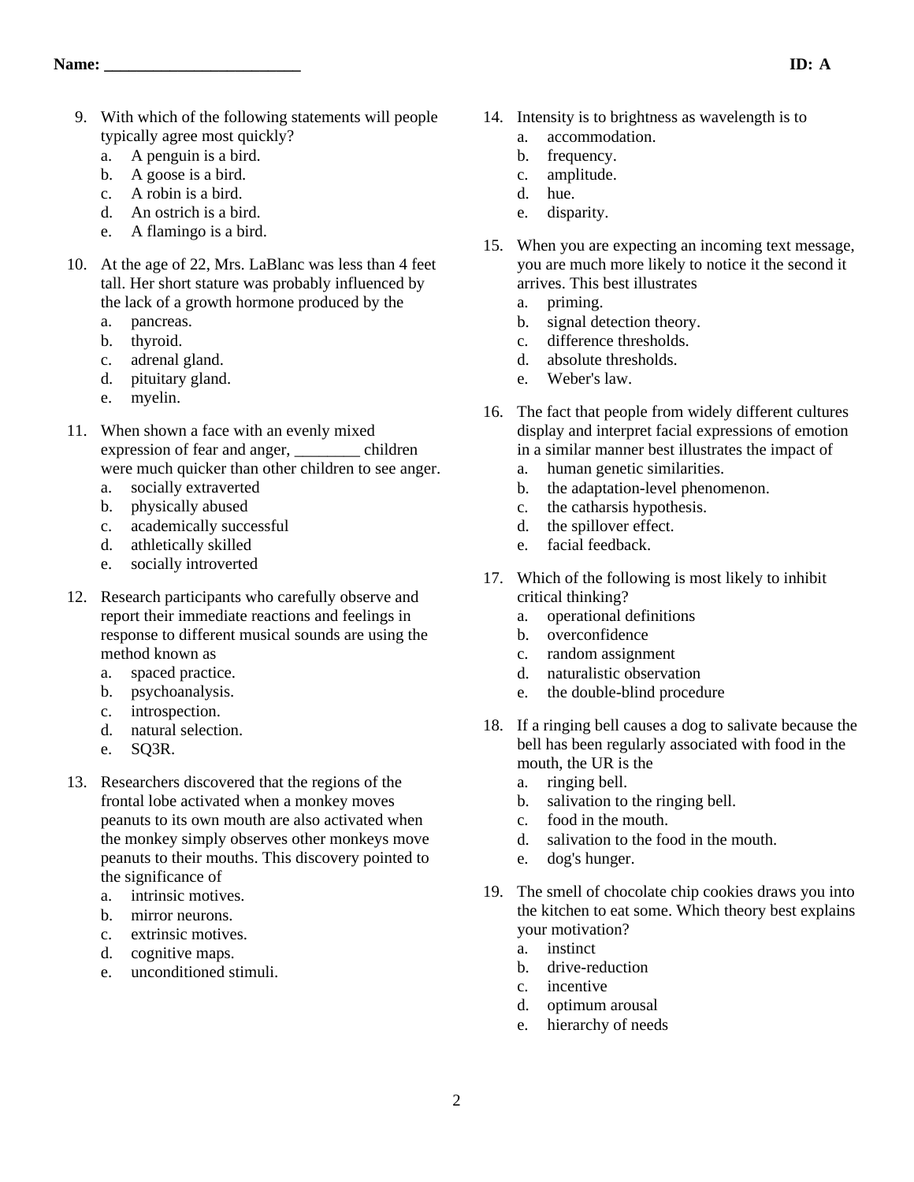**Name: ________________________** **ID: A**

9. With which of the following statements will people typically agree most quickly?
   a. A penguin is a bird.
   b. A goose is a bird.
   c. A robin is a bird.
   d. An ostrich is a bird.
   e. A flamingo is a bird.

10. At the age of 22, Mrs. LaBlanc was less than 4 feet tall. Her short stature was probably influenced by the lack of a growth hormone produced by the
    a. pancreas.
    b. thyroid.
    c. adrenal gland.
    d. pituitary gland.
    e. myelin.

11. When shown a face with an evenly mixed expression of fear and anger, ________ children were much quicker than other children to see anger.
    a. socially extraverted
    b. physically abused
    c. academically successful
    d. athletically skilled
    e. socially introverted

12. Research participants who carefully observe and report their immediate reactions and feelings in response to different musical sounds are using the method known as
    a. spaced practice.
    b. psychoanalysis.
    c. introspection.
    d. natural selection.
    e. SQ3R.

13. Researchers discovered that the regions of the frontal lobe activated when a monkey moves peanuts to its own mouth are also activated when the monkey simply observes other monkeys move peanuts to their mouths. This discovery pointed to the significance of
    a. intrinsic motives.
    b. mirror neurons.
    c. extrinsic motives.
    d. cognitive maps.
    e. unconditioned stimuli.

14. Intensity is to brightness as wavelength is to
    a. accommodation.
    b. frequency.
    c. amplitude.
    d. hue.
    e. disparity.

15. When you are expecting an incoming text message, you are much more likely to notice it the second it arrives. This best illustrates
    a. priming.
    b. signal detection theory.
    c. difference thresholds.
    d. absolute thresholds.
    e. Weber's law.

16. The fact that people from widely different cultures display and interpret facial expressions of emotion in a similar manner best illustrates the impact of
    a. human genetic similarities.
    b. the adaptation-level phenomenon.
    c. the catharsis hypothesis.
    d. the spillover effect.
    e. facial feedback.

17. Which of the following is most likely to inhibit critical thinking?
    a. operational definitions
    b. overconfidence
    c. random assignment
    d. naturalistic observation
    e. the double-blind procedure

18. If a ringing bell causes a dog to salivate because the bell has been regularly associated with food in the mouth, the UR is the
    a. ringing bell.
    b. salivation to the ringing bell.
    c. food in the mouth.
    d. salivation to the food in the mouth.
    e. dog's hunger.

19. The smell of chocolate chip cookies draws you into the kitchen to eat some. Which theory best explains your motivation?
    a. instinct
    b. drive-reduction
    c. incentive
    d. optimum arousal
    e. hierarchy of needs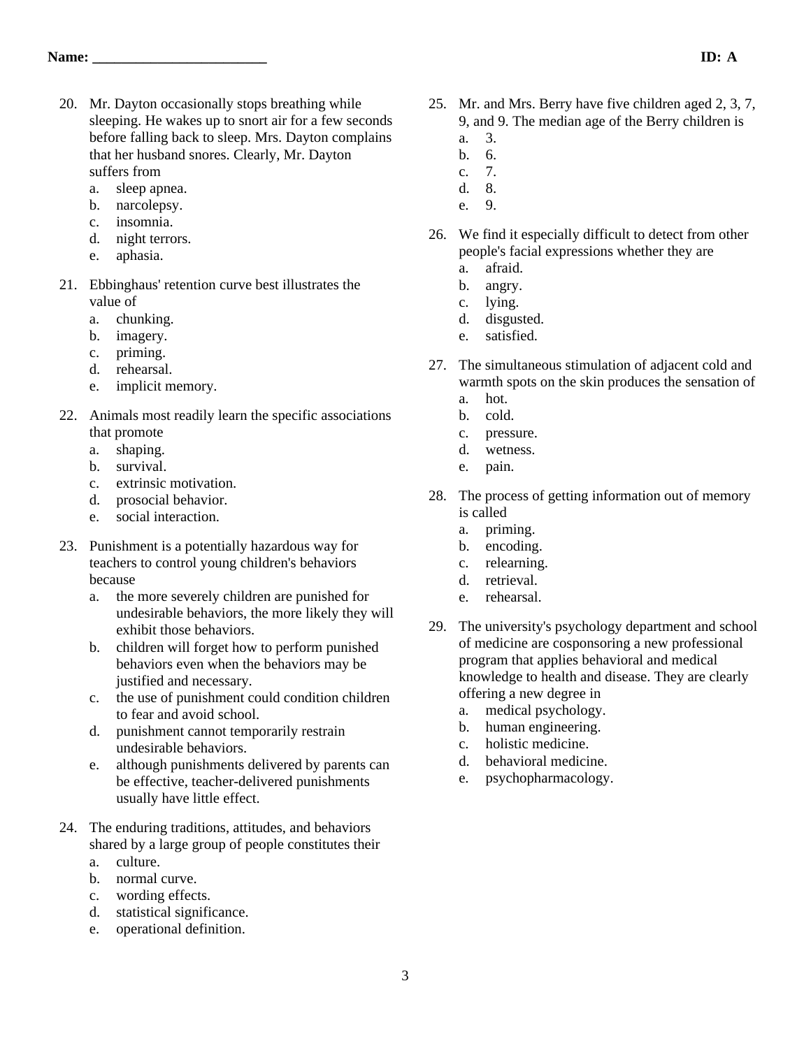**Name: ________________________** **ID: A**

20. Mr. Dayton occasionally stops breathing while sleeping. He wakes up to snort air for a few seconds before falling back to sleep. Mrs. Dayton complains that her husband snores. Clearly, Mr. Dayton suffers from
    a. sleep apnea.
    b. narcolepsy.
    c. insomnia.
    d. night terrors.
    e. aphasia.

21. Ebbinghaus' retention curve best illustrates the value of
    a. chunking.
    b. imagery.
    c. priming.
    d. rehearsal.
    e. implicit memory.

22. Animals most readily learn the specific associations that promote
    a. shaping.
    b. survival.
    c. extrinsic motivation.
    d. prosocial behavior.
    e. social interaction.

23. Punishment is a potentially hazardous way for teachers to control young children's behaviors because
    a. the more severely children are punished for undesirable behaviors, the more likely they will exhibit those behaviors.
    b. children will forget how to perform punished behaviors even when the behaviors may be justified and necessary.
    c. the use of punishment could condition children to fear and avoid school.
    d. punishment cannot temporarily restrain undesirable behaviors.
    e. although punishments delivered by parents can be effective, teacher-delivered punishments usually have little effect.

24. The enduring traditions, attitudes, and behaviors shared by a large group of people constitutes their
    a. culture.
    b. normal curve.
    c. wording effects.
    d. statistical significance.
    e. operational definition.

25. Mr. and Mrs. Berry have five children aged 2, 3, 7, 9, and 9. The median age of the Berry children is
    a. 3.
    b. 6.
    c. 7.
    d. 8.
    e. 9.

26. We find it especially difficult to detect from other people's facial expressions whether they are
    a. afraid.
    b. angry.
    c. lying.
    d. disgusted.
    e. satisfied.

27. The simultaneous stimulation of adjacent cold and warmth spots on the skin produces the sensation of
    a. hot.
    b. cold.
    c. pressure.
    d. wetness.
    e. pain.

28. The process of getting information out of memory is called
    a. priming.
    b. encoding.
    c. relearning.
    d. retrieval.
    e. rehearsal.

29. The university's psychology department and school of medicine are cosponsoring a new professional program that applies behavioral and medical knowledge to health and disease. They are clearly offering a new degree in
    a. medical psychology.
    b. human engineering.
    c. holistic medicine.
    d. behavioral medicine.
    e. psychopharmacology.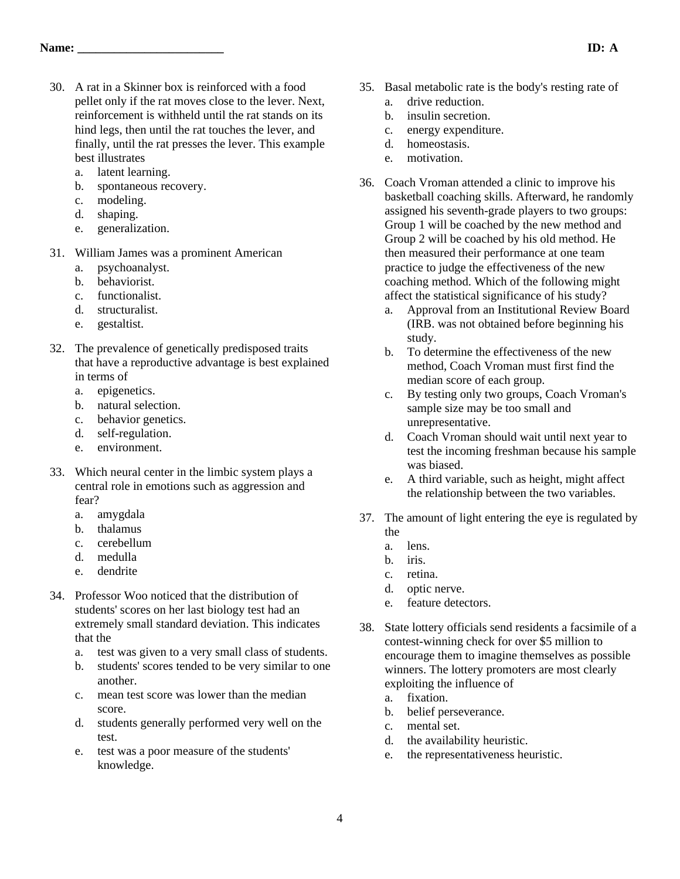30. A rat in a Skinner box is reinforced with a food pellet only if the rat moves close to the lever. Next, reinforcement is withheld until the rat stands on its hind legs, then until the rat touches the lever, and finally, until the rat presses the lever. This example best illustrates
    a. latent learning.
    b. spontaneous recovery.
    c. modeling.
    d. shaping.
    e. generalization.

31. William James was a prominent American
    a. psychoanalyst.
    b. behaviorist.
    c. functionalist.
    d. structuralist.
    e. gestaltist.

32. The prevalence of genetically predisposed traits that have a reproductive advantage is best explained in terms of
    a. epigenetics.
    b. natural selection.
    c. behavior genetics.
    d. self-regulation.
    e. environment.

33. Which neural center in the limbic system plays a central role in emotions such as aggression and fear?
    a. amygdala
    b. thalamus
    c. cerebellum
    d. medulla
    e. dendrite

34. Professor Woo noticed that the distribution of students' scores on her last biology test had an extremely small standard deviation. This indicates that the
    a. test was given to a very small class of students.
    b. students' scores tended to be very similar to one another.
    c. mean test score was lower than the median score.
    d. students generally performed very well on the test.
    e. test was a poor measure of the students' knowledge.

35. Basal metabolic rate is the body's resting rate of
    a. drive reduction.
    b. insulin secretion.
    c. energy expenditure.
    d. homeostasis.
    e. motivation.

36. Coach Vroman attended a clinic to improve his basketball coaching skills. Afterward, he randomly assigned his seventh-grade players to two groups: Group 1 will be coached by the new method and Group 2 will be coached by his old method. He then measured their performance at one team practice to judge the effectiveness of the new coaching method. Which of the following might affect the statistical significance of his study?
    a. Approval from an Institutional Review Board (IRB. was not obtained before beginning his study.
    b. To determine the effectiveness of the new method, Coach Vroman must first find the median score of each group.
    c. By testing only two groups, Coach Vroman's sample size may be too small and unrepresentative.
    d. Coach Vroman should wait until next year to test the incoming freshman because his sample was biased.
    e. A third variable, such as height, might affect the relationship between the two variables.

37. The amount of light entering the eye is regulated by the
    a. lens.
    b. iris.
    c. retina.
    d. optic nerve.
    e. feature detectors.

38. State lottery officials send residents a facsimile of a contest-winning check for over $5 million to encourage them to imagine themselves as possible winners. The lottery promoters are most clearly exploiting the influence of
    a. fixation.
    b. belief perseverance.
    c. mental set.
    d. the availability heuristic.
    e. the representativeness heuristic.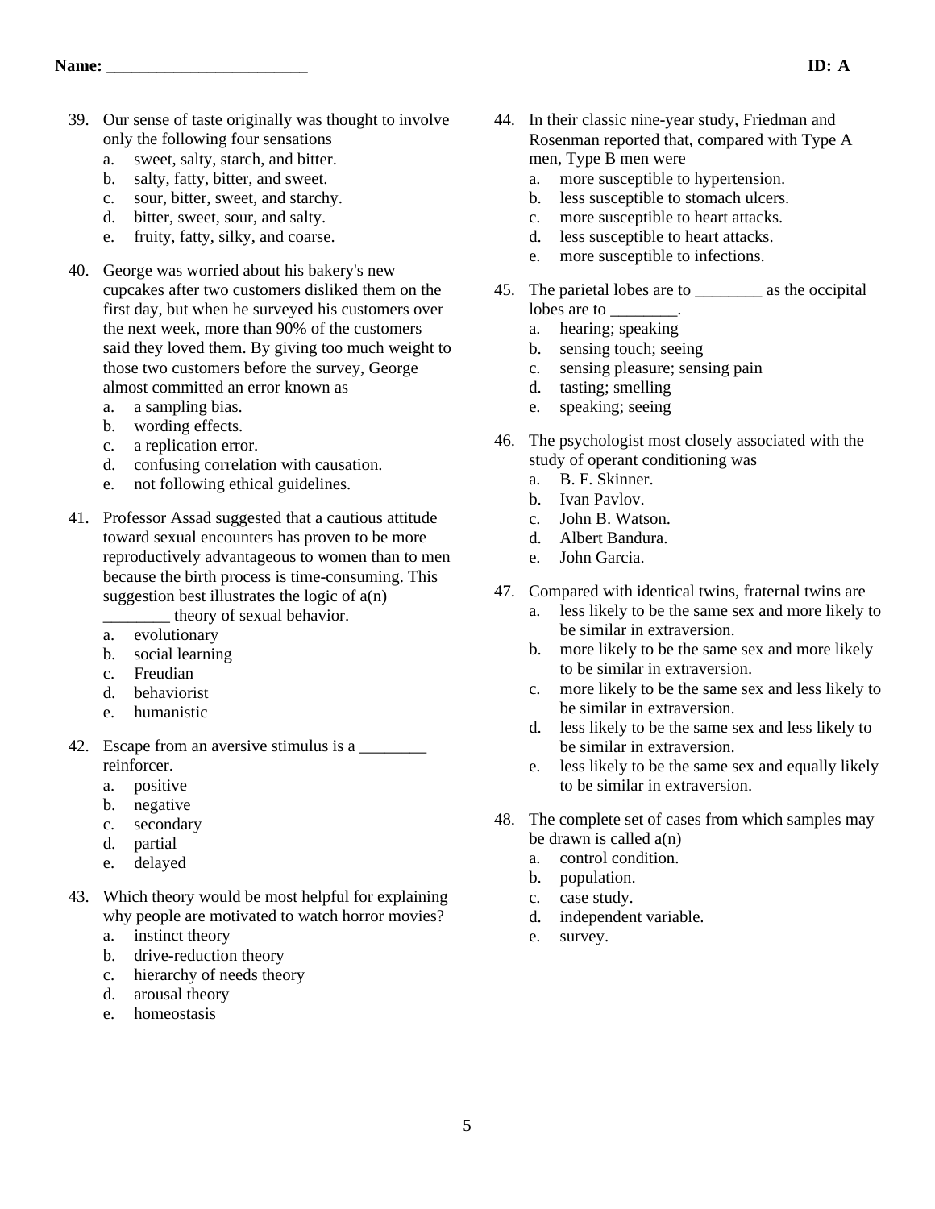**Name: ________________________** **ID: A**

39. Our sense of taste originally was thought to involve only the following four sensations
    a. sweet, salty, starch, and bitter.
    b. salty, fatty, bitter, and sweet.
    c. sour, bitter, sweet, and starchy.
    d. bitter, sweet, sour, and salty.
    e. fruity, fatty, silky, and coarse.

40. George was worried about his bakery's new cupcakes after two customers disliked them on the first day, but when he surveyed his customers over the next week, more than 90% of the customers said they loved them. By giving too much weight to those two customers before the survey, George almost committed an error known as
    a. a sampling bias.
    b. wording effects.
    c. a replication error.
    d. confusing correlation with causation.
    e. not following ethical guidelines.

41. Professor Assad suggested that a cautious attitude toward sexual encounters has proven to be more reproductively advantageous to women than to men because the birth process is time-consuming. This suggestion best illustrates the logic of a(n) ________ theory of sexual behavior.
    a. evolutionary
    b. social learning
    c. Freudian
    d. behaviorist
    e. humanistic

42. Escape from an aversive stimulus is a ________ reinforcer.
    a. positive
    b. negative
    c. secondary
    d. partial
    e. delayed

43. Which theory would be most helpful for explaining why people are motivated to watch horror movies?
    a. instinct theory
    b. drive-reduction theory
    c. hierarchy of needs theory
    d. arousal theory
    e. homeostasis

44. In their classic nine-year study, Friedman and Rosenman reported that, compared with Type A men, Type B men were
    a. more susceptible to hypertension.
    b. less susceptible to stomach ulcers.
    c. more susceptible to heart attacks.
    d. less susceptible to heart attacks.
    e. more susceptible to infections.

45. The parietal lobes are to ________ as the occipital lobes are to ________.
    a. hearing; speaking
    b. sensing touch; seeing
    c. sensing pleasure; sensing pain
    d. tasting; smelling
    e. speaking; seeing

46. The psychologist most closely associated with the study of operant conditioning was
    a. B. F. Skinner.
    b. Ivan Pavlov.
    c. John B. Watson.
    d. Albert Bandura.
    e. John Garcia.

47. Compared with identical twins, fraternal twins are
    a. less likely to be the same sex and more likely to be similar in extraversion.
    b. more likely to be the same sex and more likely to be similar in extraversion.
    c. more likely to be the same sex and less likely to be similar in extraversion.
    d. less likely to be the same sex and less likely to be similar in extraversion.
    e. less likely to be the same sex and equally likely to be similar in extraversion.

48. The complete set of cases from which samples may be drawn is called a(n)
    a. control condition.
    b. population.
    c. case study.
    d. independent variable.
    e. survey.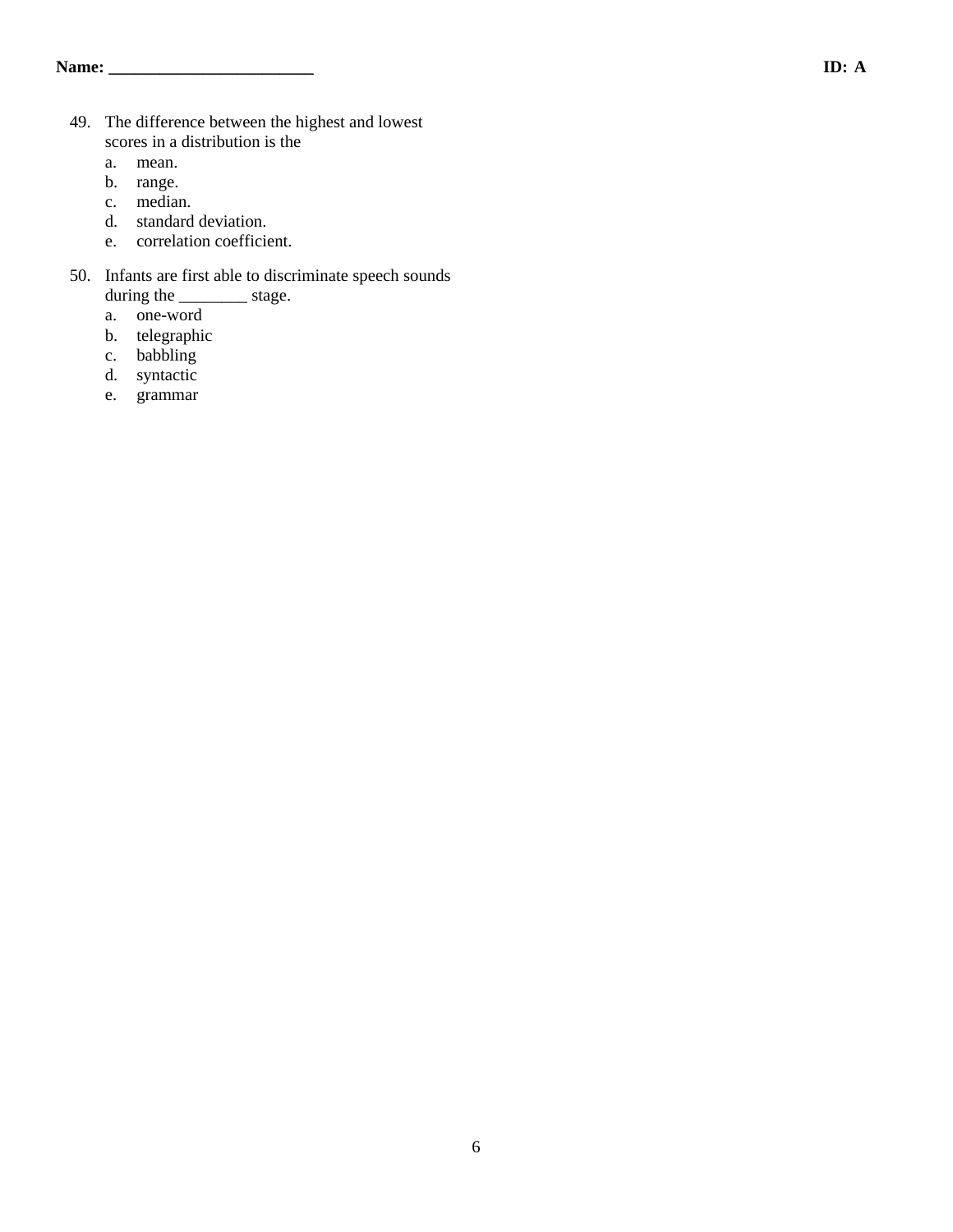Name: ________________________ ID: A

49. The difference between the highest and lowest scores in a distribution is the
    a. mean.
    b. range.
    c. median.
    d. standard deviation.
    e. correlation coefficient.

50. Infants are first able to discriminate speech sounds during the ________ stage.
    a. one-word
    b. telegraphic
    c. babbling
    d. syntactic
    e. grammar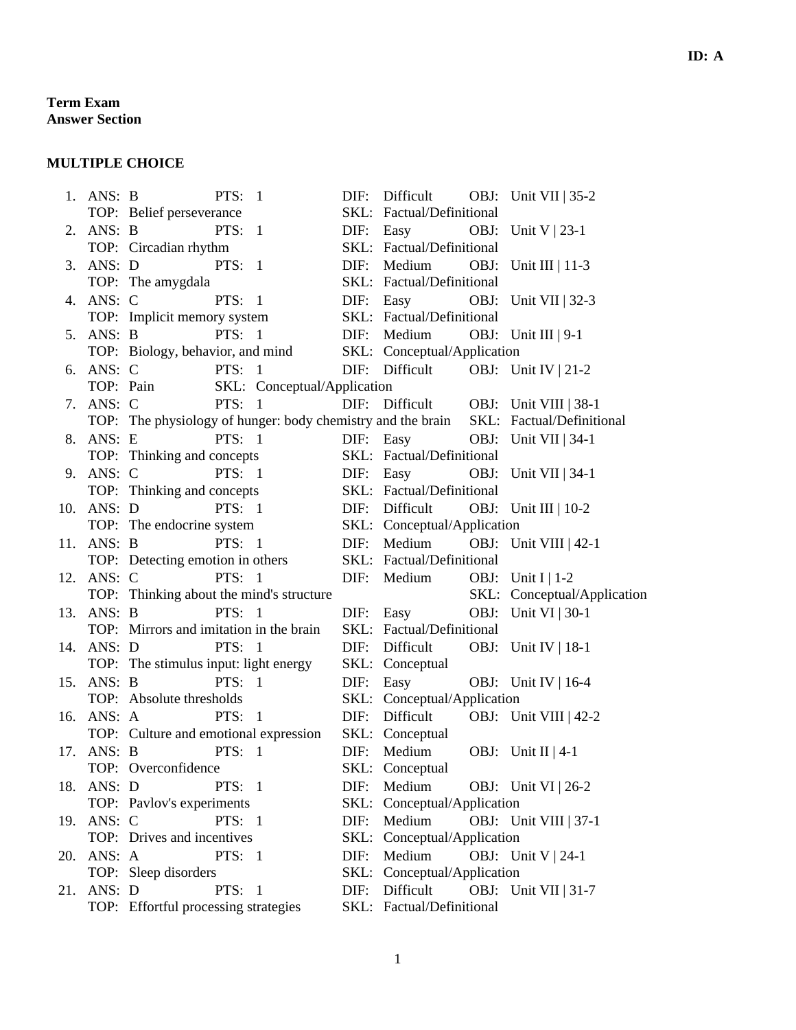**ID: A**

**Term Exam**
**Answer Section**

**MULTIPLE CHOICE**

1. ANS: B PTS: 1 DIF: Difficult OBJ: Unit VII | 35-2
   TOP: Belief perseverance SKL: Factual/Definitional
2. ANS: B PTS: 1 DIF: Easy OBJ: Unit V | 23-1
   TOP: Circadian rhythm SKL: Factual/Definitional
3. ANS: D PTS: 1 DIF: Medium OBJ: Unit III | 11-3
   TOP: The amygdala SKL: Factual/Definitional
4. ANS: C PTS: 1 DIF: Easy OBJ: Unit VII | 32-3
   TOP: Implicit memory system SKL: Factual/Definitional
5. ANS: B PTS: 1 DIF: Medium OBJ: Unit III | 9-1
   TOP: Biology, behavior, and mind SKL: Conceptual/Application
6. ANS: C PTS: 1 DIF: Difficult OBJ: Unit IV | 21-2
   TOP: Pain SKL: Conceptual/Application
7. ANS: C PTS: 1 DIF: Difficult OBJ: Unit VIII | 38-1
   TOP: The physiology of hunger: body chemistry and the brain SKL: Factual/Definitional
8. ANS: E PTS: 1 DIF: Easy OBJ: Unit VII | 34-1
   TOP: Thinking and concepts SKL: Factual/Definitional
9. ANS: C PTS: 1 DIF: Easy OBJ: Unit VII | 34-1
   TOP: Thinking and concepts SKL: Factual/Definitional
10. ANS: D PTS: 1 DIF: Difficult OBJ: Unit III | 10-2
    TOP: The endocrine system SKL: Conceptual/Application
11. ANS: B PTS: 1 DIF: Medium OBJ: Unit VIII | 42-1
    TOP: Detecting emotion in others SKL: Factual/Definitional
12. ANS: C PTS: 1 DIF: Medium OBJ: Unit I | 1-2
    TOP: Thinking about the mind's structure SKL: Conceptual/Application
13. ANS: B PTS: 1 DIF: Easy OBJ: Unit VI | 30-1
    TOP: Mirrors and imitation in the brain SKL: Factual/Definitional
14. ANS: D PTS: 1 DIF: Difficult OBJ: Unit IV | 18-1
    TOP: The stimulus input: light energy SKL: Conceptual
15. ANS: B PTS: 1 DIF: Easy OBJ: Unit IV | 16-4
    TOP: Absolute thresholds SKL: Conceptual/Application
16. ANS: A PTS: 1 DIF: Difficult OBJ: Unit VIII | 42-2
    TOP: Culture and emotional expression SKL: Conceptual
17. ANS: B PTS: 1 DIF: Medium OBJ: Unit II | 4-1
    TOP: Overconfidence SKL: Conceptual
18. ANS: D PTS: 1 DIF: Medium OBJ: Unit VI | 26-2
    TOP: Pavlov's experiments SKL: Conceptual/Application
19. ANS: C PTS: 1 DIF: Medium OBJ: Unit VIII | 37-1
    TOP: Drives and incentives SKL: Conceptual/Application
20. ANS: A PTS: 1 DIF: Medium OBJ: Unit V | 24-1
    TOP: Sleep disorders SKL: Conceptual/Application
21. ANS: D PTS: 1 DIF: Difficult OBJ: Unit VII | 31-7
    TOP: Effortful processing strategies SKL: Factual/Definitional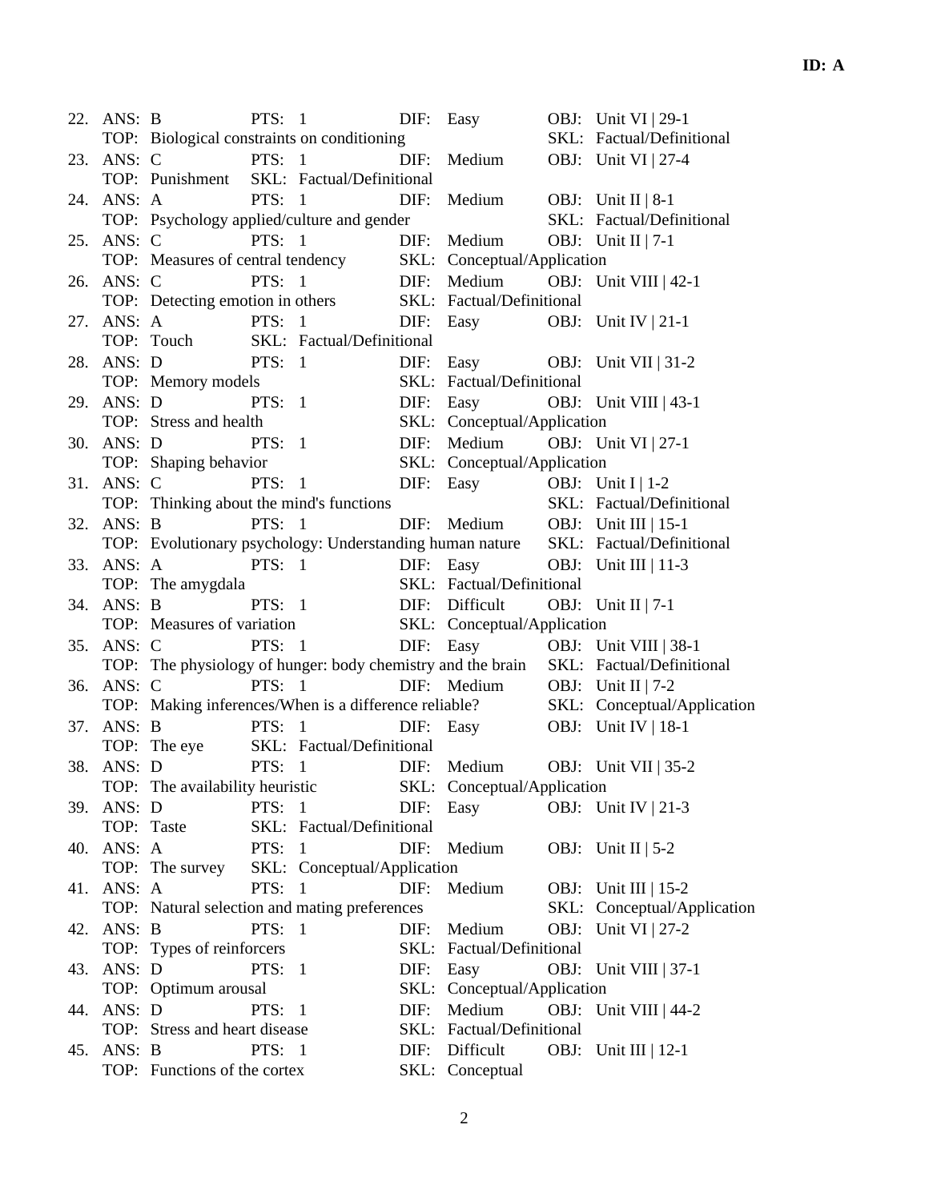**ID: A**

22. ANS: B PTS: 1 DIF: Easy OBJ: Unit VI | 29-1
    TOP: Biological constraints on conditioning SKL: Factual/Definitional
23. ANS: C PTS: 1 DIF: Medium OBJ: Unit VI | 27-4
    TOP: Punishment SKL: Factual/Definitional
24. ANS: A PTS: 1 DIF: Medium OBJ: Unit II | 8-1
    TOP: Psychology applied/culture and gender SKL: Factual/Definitional
25. ANS: C PTS: 1 DIF: Medium OBJ: Unit II | 7-1
    TOP: Measures of central tendency SKL: Conceptual/Application
26. ANS: C PTS: 1 DIF: Medium OBJ: Unit VIII | 42-1
    TOP: Detecting emotion in others SKL: Factual/Definitional
27. ANS: A PTS: 1 DIF: Easy OBJ: Unit IV | 21-1
    TOP: Touch SKL: Factual/Definitional
28. ANS: D PTS: 1 DIF: Easy OBJ: Unit VII | 31-2
    TOP: Memory models SKL: Factual/Definitional
29. ANS: D PTS: 1 DIF: Easy OBJ: Unit VIII | 43-1
    TOP: Stress and health SKL: Conceptual/Application
30. ANS: D PTS: 1 DIF: Medium OBJ: Unit VI | 27-1
    TOP: Shaping behavior SKL: Conceptual/Application
31. ANS: C PTS: 1 DIF: Easy OBJ: Unit I | 1-2
    TOP: Thinking about the mind's functions SKL: Factual/Definitional
32. ANS: B PTS: 1 DIF: Medium OBJ: Unit III | 15-1
    TOP: Evolutionary psychology: Understanding human nature SKL: Factual/Definitional
33. ANS: A PTS: 1 DIF: Easy OBJ: Unit III | 11-3
    TOP: The amygdala SKL: Factual/Definitional
34. ANS: B PTS: 1 DIF: Difficult OBJ: Unit II | 7-1
    TOP: Measures of variation SKL: Conceptual/Application
35. ANS: C PTS: 1 DIF: Easy OBJ: Unit VIII | 38-1
    TOP: The physiology of hunger: body chemistry and the brain SKL: Factual/Definitional
36. ANS: C PTS: 1 DIF: Medium OBJ: Unit II | 7-2
    TOP: Making inferences/When is a difference reliable? SKL: Conceptual/Application
37. ANS: B PTS: 1 DIF: Easy OBJ: Unit IV | 18-1
    TOP: The eye SKL: Factual/Definitional
38. ANS: D PTS: 1 DIF: Medium OBJ: Unit VII | 35-2
    TOP: The availability heuristic SKL: Conceptual/Application
39. ANS: D PTS: 1 DIF: Easy OBJ: Unit IV | 21-3
    TOP: Taste SKL: Factual/Definitional
40. ANS: A PTS: 1 DIF: Medium OBJ: Unit II | 5-2
    TOP: The survey SKL: Conceptual/Application
41. ANS: A PTS: 1 DIF: Medium OBJ: Unit III | 15-2
    TOP: Natural selection and mating preferences SKL: Conceptual/Application
42. ANS: B PTS: 1 DIF: Medium OBJ: Unit VI | 27-2
    TOP: Types of reinforcers SKL: Factual/Definitional
43. ANS: D PTS: 1 DIF: Easy OBJ: Unit VIII | 37-1
    TOP: Optimum arousal SKL: Conceptual/Application
44. ANS: D PTS: 1 DIF: Medium OBJ: Unit VIII | 44-2
    TOP: Stress and heart disease SKL: Factual/Definitional
45. ANS: B PTS: 1 DIF: Difficult OBJ: Unit III | 12-1
    TOP: Functions of the cortex SKL: Conceptual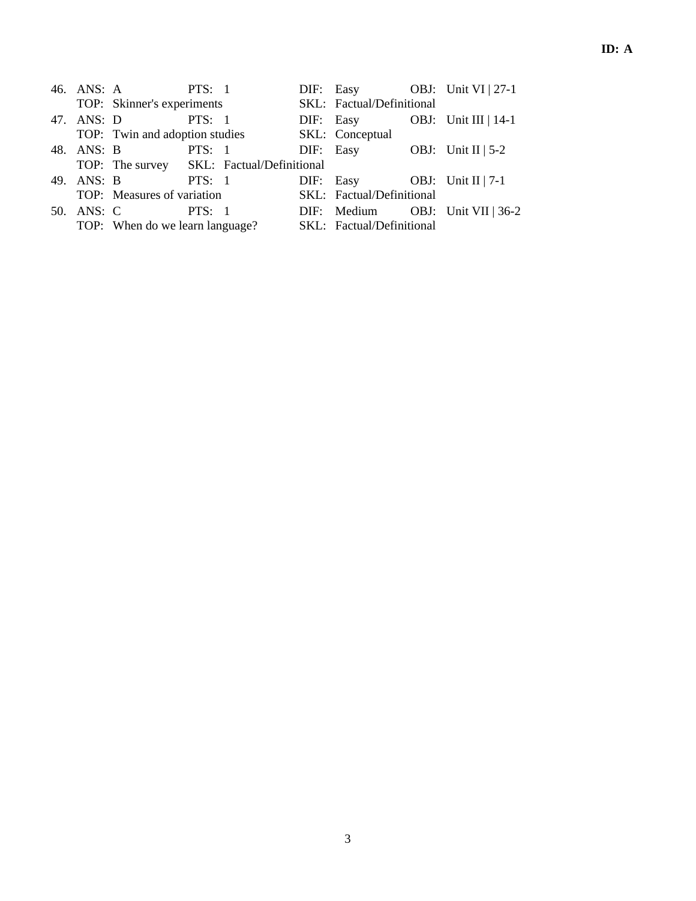**ID: A**

46. ANS: A PTS: 1 DIF: Easy OBJ: Unit VI | 27-1
    TOP: Skinner's experiments SKL: Factual/Definitional
47. ANS: D PTS: 1 DIF: Easy OBJ: Unit III | 14-1
    TOP: Twin and adoption studies SKL: Conceptual
48. ANS: B PTS: 1 DIF: Easy OBJ: Unit II | 5-2
    TOP: The survey SKL: Factual/Definitional
49. ANS: B PTS: 1 DIF: Easy OBJ: Unit II | 7-1
    TOP: Measures of variation SKL: Factual/Definitional
50. ANS: C PTS: 1 DIF: Medium OBJ: Unit VII | 36-2
    TOP: When do we learn language? SKL: Factual/Definitional